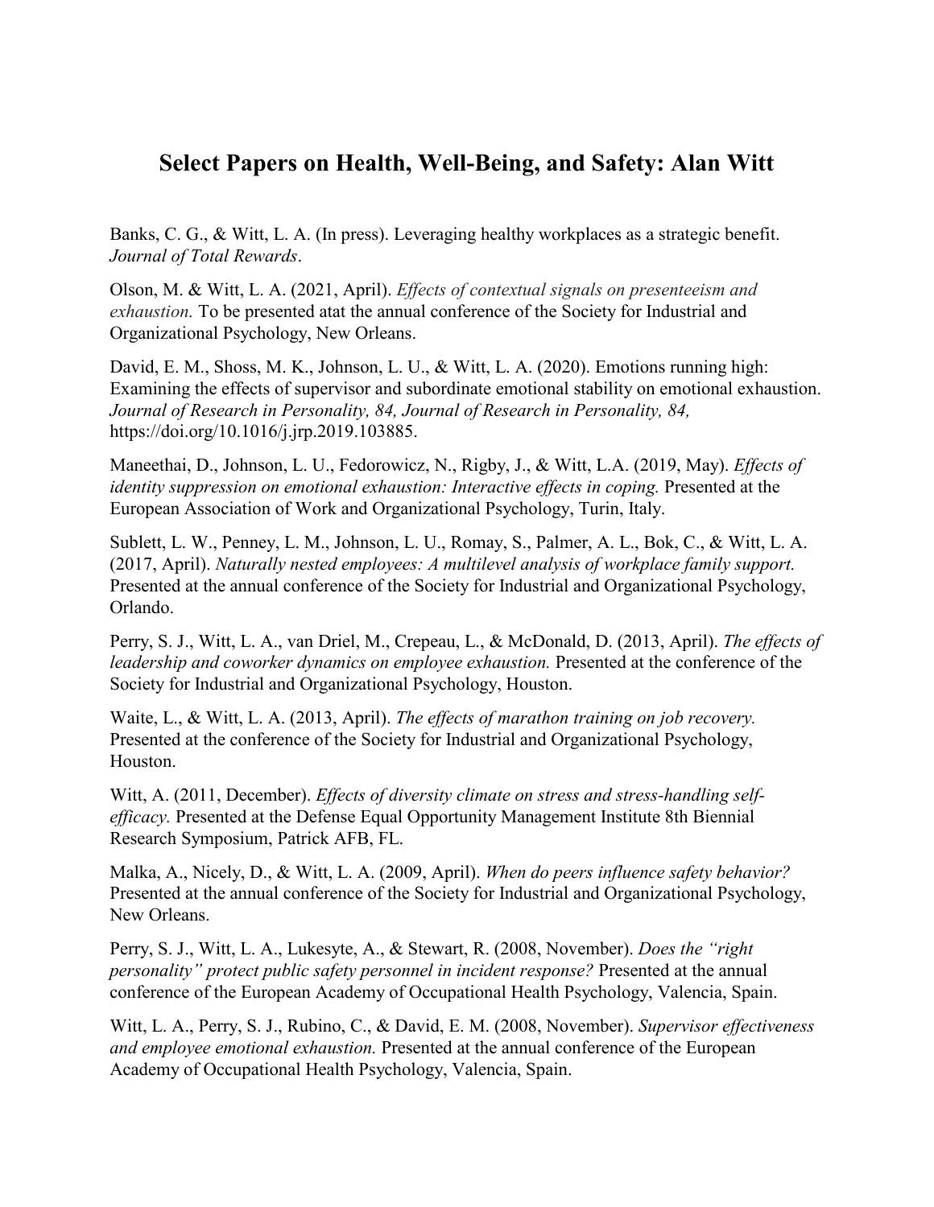# Select Papers on Health, Well-Being, and Safety: Alan Witt

Banks, C. G., & Witt, L. A. (In press). Leveraging healthy workplaces as a strategic benefit. *Journal of Total Rewards*.

Olson, M. & Witt, L. A. (2021, April). *Effects of contextual signals on presenteeism and exhaustion.* To be presented atat the annual conference of the Society for Industrial and Organizational Psychology, New Orleans.

David, E. M., Shoss, M. K., Johnson, L. U., & Witt, L. A. (2020). Emotions running high: Examining the effects of supervisor and subordinate emotional stability on emotional exhaustion. *Journal of Research in Personality, 84, Journal of Research in Personality, 84,* https://doi.org/10.1016/j.jrp.2019.103885.

Maneethai, D., Johnson, L. U., Fedorowicz, N., Rigby, J., & Witt, L.A. (2019, May). *Effects of identity suppression on emotional exhaustion: Interactive effects in coping.* Presented at the European Association of Work and Organizational Psychology, Turin, Italy.

Sublett, L. W., Penney, L. M., Johnson, L. U., Romay, S., Palmer, A. L., Bok, C., & Witt, L. A. (2017, April). *Naturally nested employees: A multilevel analysis of workplace family support.* Presented at the annual conference of the Society for Industrial and Organizational Psychology, Orlando.

Perry, S. J., Witt, L. A., van Driel, M., Crepeau, L., & McDonald, D. (2013, April). *The effects of leadership and coworker dynamics on employee exhaustion.* Presented at the conference of the Society for Industrial and Organizational Psychology, Houston.

Waite, L., & Witt, L. A. (2013, April). *The effects of marathon training on job recovery.* Presented at the conference of the Society for Industrial and Organizational Psychology, Houston.

Witt, A. (2011, December). *Effects of diversity climate on stress and stress-handling self-efficacy.* Presented at the Defense Equal Opportunity Management Institute 8th Biennial Research Symposium, Patrick AFB, FL.

Malka, A., Nicely, D., & Witt, L. A. (2009, April). *When do peers influence safety behavior?* Presented at the annual conference of the Society for Industrial and Organizational Psychology, New Orleans.

Perry, S. J., Witt, L. A., Lukesyte, A., & Stewart, R. (2008, November). *Does the "right personality" protect public safety personnel in incident response?* Presented at the annual conference of the European Academy of Occupational Health Psychology, Valencia, Spain.

Witt, L. A., Perry, S. J., Rubino, C., & David, E. M. (2008, November). *Supervisor effectiveness and employee emotional exhaustion.* Presented at the annual conference of the European Academy of Occupational Health Psychology, Valencia, Spain.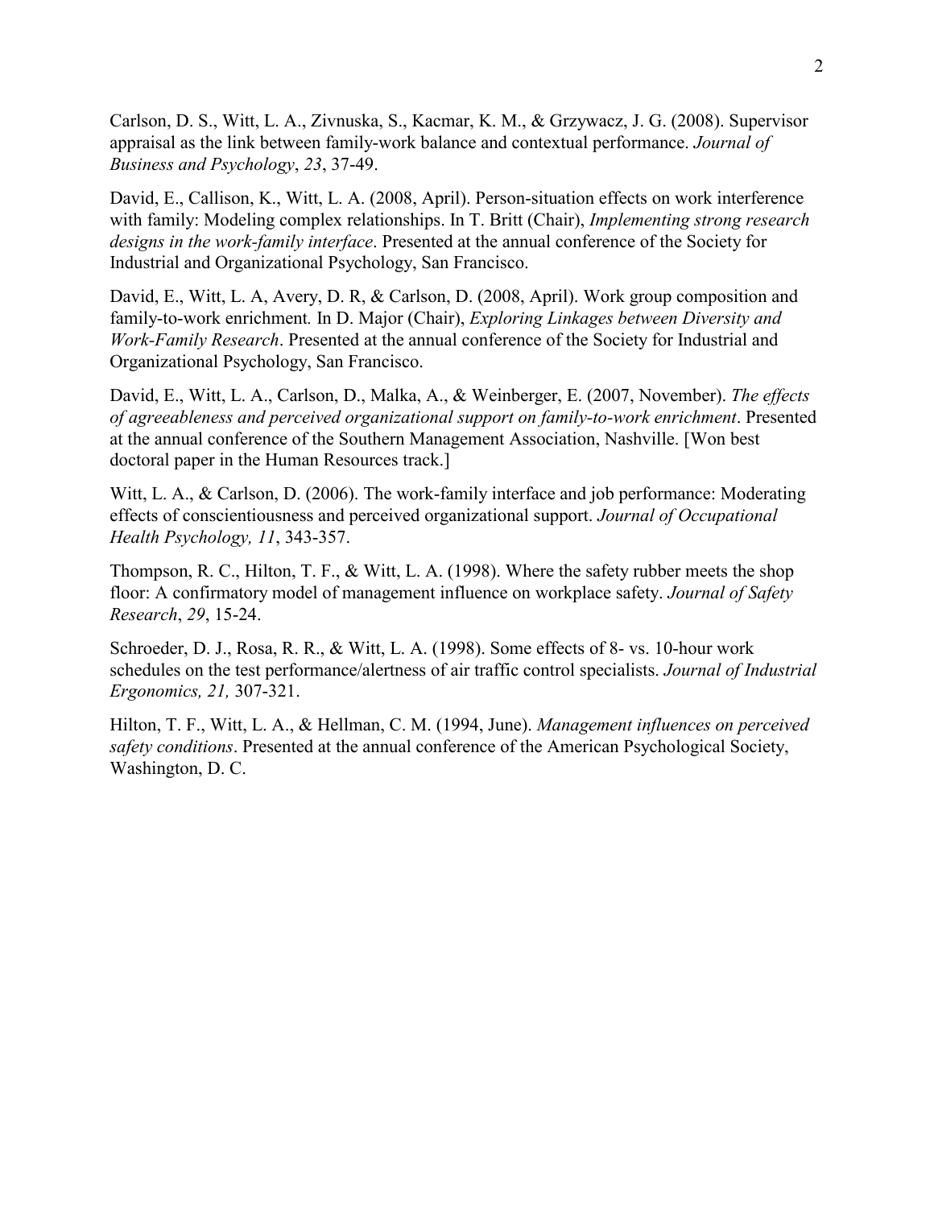Carlson, D. S., Witt, L. A., Zivnuska, S., Kacmar, K. M., & Grzywacz, J. G. (2008). Supervisor appraisal as the link between family-work balance and contextual performance. *Journal of Business and Psychology*, *23*, 37-49.

David, E., Callison, K., Witt, L. A. (2008, April). Person-situation effects on work interference with family: Modeling complex relationships. In T. Britt (Chair), *Implementing strong research designs in the work-family interface*. Presented at the annual conference of the Society for Industrial and Organizational Psychology, San Francisco.

David, E., Witt, L. A, Avery, D. R, & Carlson, D. (2008, April). Work group composition and family-to-work enrichment*.* In D. Major (Chair), *Exploring Linkages between Diversity and Work-Family Research*. Presented at the annual conference of the Society for Industrial and Organizational Psychology, San Francisco.

David, E., Witt, L. A., Carlson, D., Malka, A., & Weinberger, E. (2007, November). *The effects of agreeableness and perceived organizational support on family-to-work enrichment*. Presented at the annual conference of the Southern Management Association, Nashville. [Won best doctoral paper in the Human Resources track.]

Witt, L. A., & Carlson, D. (2006). The work-family interface and job performance: Moderating effects of conscientiousness and perceived organizational support. *Journal of Occupational Health Psychology, 11*, 343-357.

Thompson, R. C., Hilton, T. F., & Witt, L. A. (1998). Where the safety rubber meets the shop floor: A confirmatory model of management influence on workplace safety. *Journal of Safety Research*, *29*, 15-24.

Schroeder, D. J., Rosa, R. R., & Witt, L. A. (1998). Some effects of 8- vs. 10-hour work schedules on the test performance/alertness of air traffic control specialists. *Journal of Industrial Ergonomics, 21,* 307-321.

Hilton, T. F., Witt, L. A., & Hellman, C. M. (1994, June). *Management influences on perceived safety conditions*. Presented at the annual conference of the American Psychological Society, Washington, D. C.